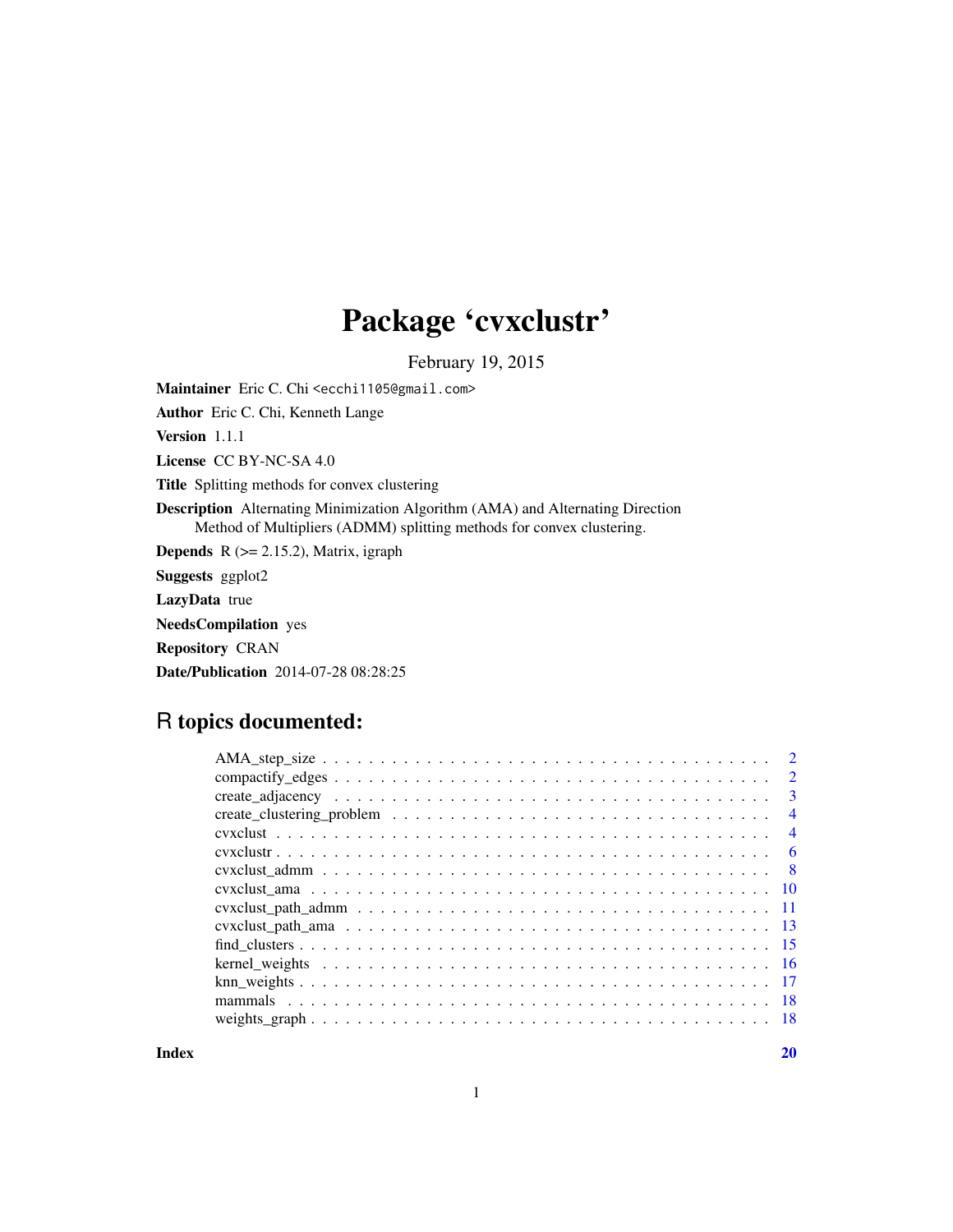# Package 'cvxclustr'

February 19, 2015

**Maintainer** Eric C. Chi <ecchi1105@gmail.com>

**Author** Eric C. Chi, Kenneth Lange

**Version** 1.1.1

**License** CC BY-NC-SA 4.0

**Title** Splitting methods for convex clustering

**Description** Alternating Minimization Algorithm (AMA) and Alternating Direction Method of Multipliers (ADMM) splitting methods for convex clustering.

**Depends** R (>= 2.15.2), Matrix, igraph

**Suggests** ggplot2

**LazyData** true

**NeedsCompilation** yes

**Repository** CRAN

**Date/Publication** 2014-07-28 08:28:25

## R topics documented:

| | |
|---|---|
| AMA_step_size | 2 |
| compactify_edges | 2 |
| create_adjacency | 3 |
| create_clustering_problem | 4 |
| cvxclust | 4 |
| cvxclustr | 6 |
| cvxclust_admm | 8 |
| cvxclust_ama | 10 |
| cvxclust_path_admm | 11 |
| cvxclust_path_ama | 13 |
| find_clusters | 15 |
| kernel_weights | 16 |
| knn_weights | 17 |
| mammals | 18 |
| weights_graph | 18 |
| **Index** | **20** |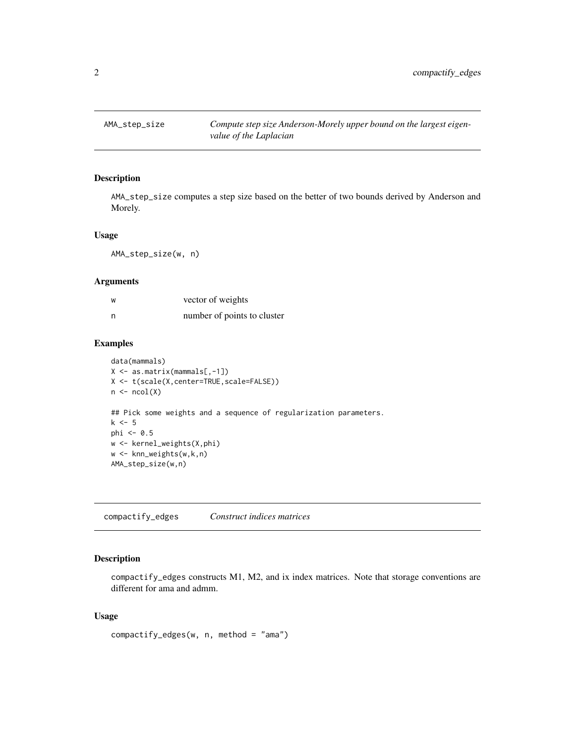## AMA_step_size

*Compute step size Anderson-Morely upper bound on the largest eigenvalue of the Laplacian*

### Description

AMA_step_size computes a step size based on the better of two bounds derived by Anderson and Morely.

### Usage

```
AMA_step_size(w, n)
```

### Arguments

| | |
|---|---|
| w | vector of weights |
| n | number of points to cluster |

### Examples

```
data(mammals)
X <- as.matrix(mammals[,-1])
X <- t(scale(X,center=TRUE,scale=FALSE))
n <- ncol(X)

## Pick some weights and a sequence of regularization parameters.
k <- 5
phi <- 0.5
w <- kernel_weights(X,phi)
w <- knn_weights(w,k,n)
AMA_step_size(w,n)
```

## compactify_edges

*Construct indices matrices*

### Description

compactify_edges constructs M1, M2, and ix index matrices. Note that storage conventions are different for ama and admm.

### Usage

```
compactify_edges(w, n, method = "ama")
```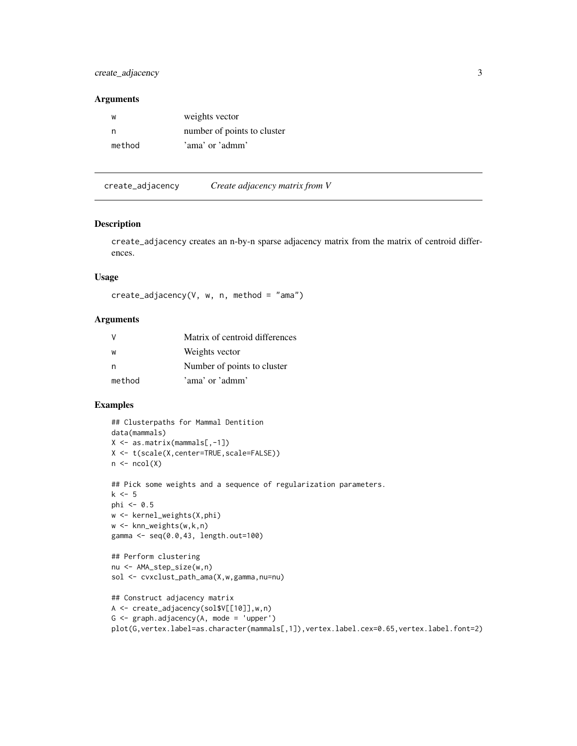### Arguments

| | |
|---|---|
| w | weights vector |
| n | number of points to cluster |
| method | 'ama' or 'admm' |

---

## create_adjacency — *Create adjacency matrix from V*

### Description

create_adjacency creates an n-by-n sparse adjacency matrix from the matrix of centroid differences.

### Usage

```
create_adjacency(V, w, n, method = "ama")
```

### Arguments

| | |
|---|---|
| V | Matrix of centroid differences |
| w | Weights vector |
| n | Number of points to cluster |
| method | 'ama' or 'admm' |

### Examples

```
## Clusterpaths for Mammal Dentition
data(mammals)
X <- as.matrix(mammals[,-1])
X <- t(scale(X,center=TRUE,scale=FALSE))
n <- ncol(X)

## Pick some weights and a sequence of regularization parameters.
k <- 5
phi <- 0.5
w <- kernel_weights(X,phi)
w <- knn_weights(w,k,n)
gamma <- seq(0.0,43, length.out=100)

## Perform clustering
nu <- AMA_step_size(w,n)
sol <- cvxclust_path_ama(X,w,gamma,nu=nu)

## Construct adjacency matrix
A <- create_adjacency(sol$V[[10]],w,n)
G <- graph.adjacency(A, mode = 'upper')
plot(G,vertex.label=as.character(mammals[,1]),vertex.label.cex=0.65,vertex.label.font=2)
```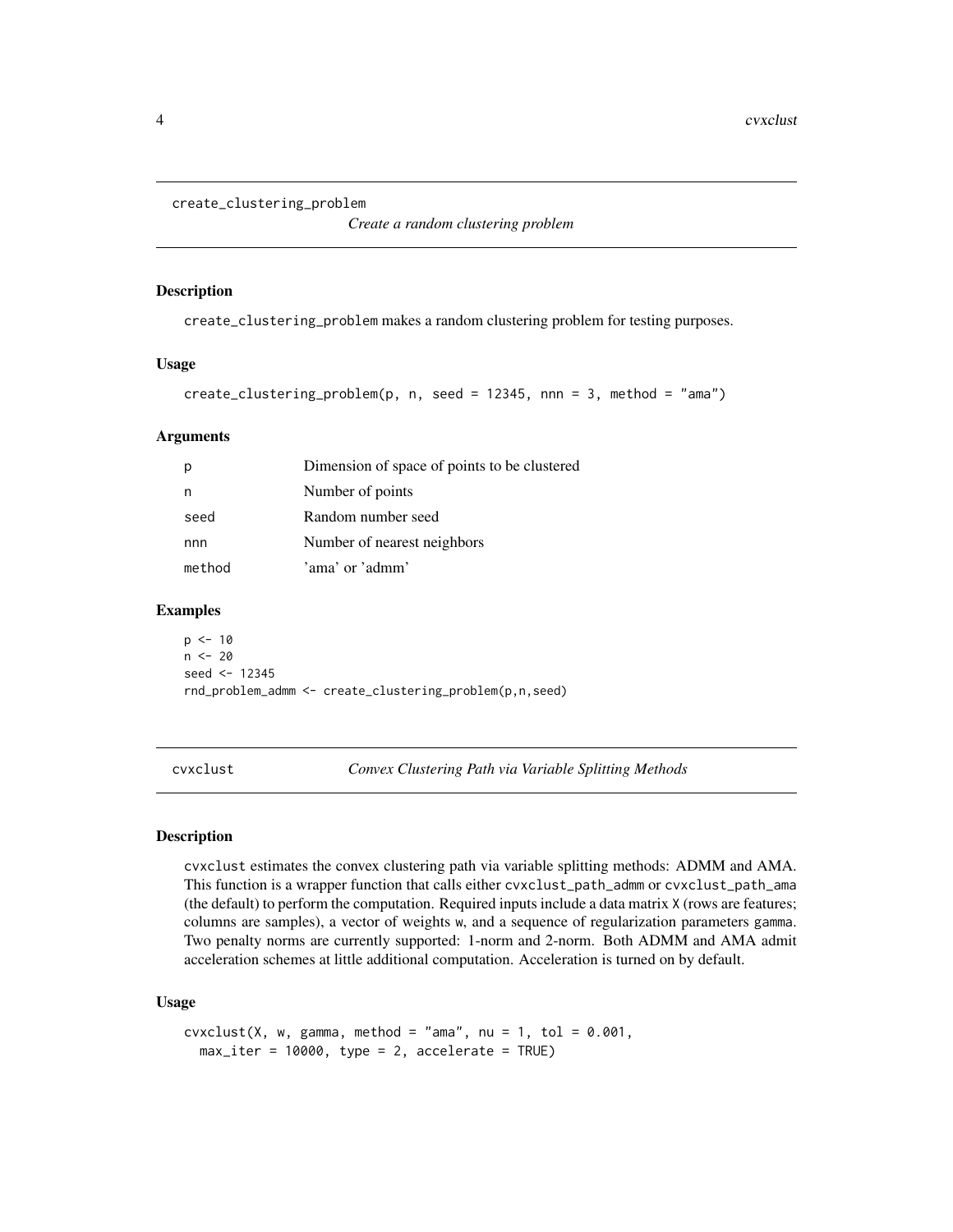## create_clustering_problem

*Create a random clustering problem*

### Description

create_clustering_problem makes a random clustering problem for testing purposes.

### Usage

```
create_clustering_problem(p, n, seed = 12345, nnn = 3, method = "ama")
```

### Arguments

| | |
|---|---|
| p | Dimension of space of points to be clustered |
| n | Number of points |
| seed | Random number seed |
| nnn | Number of nearest neighbors |
| method | 'ama' or 'admm' |

### Examples

```
p <- 10
n <- 20
seed <- 12345
rnd_problem_admm <- create_clustering_problem(p,n,seed)
```

## cvxclust

*Convex Clustering Path via Variable Splitting Methods*

### Description

cvxclust estimates the convex clustering path via variable splitting methods: ADMM and AMA. This function is a wrapper function that calls either cvxclust_path_admm or cvxclust_path_ama (the default) to perform the computation. Required inputs include a data matrix X (rows are features; columns are samples), a vector of weights w, and a sequence of regularization parameters gamma. Two penalty norms are currently supported: 1-norm and 2-norm. Both ADMM and AMA admit acceleration schemes at little additional computation. Acceleration is turned on by default.

### Usage

```
cvxclust(X, w, gamma, method = "ama", nu = 1, tol = 0.001,
  max_iter = 10000, type = 2, accelerate = TRUE)
```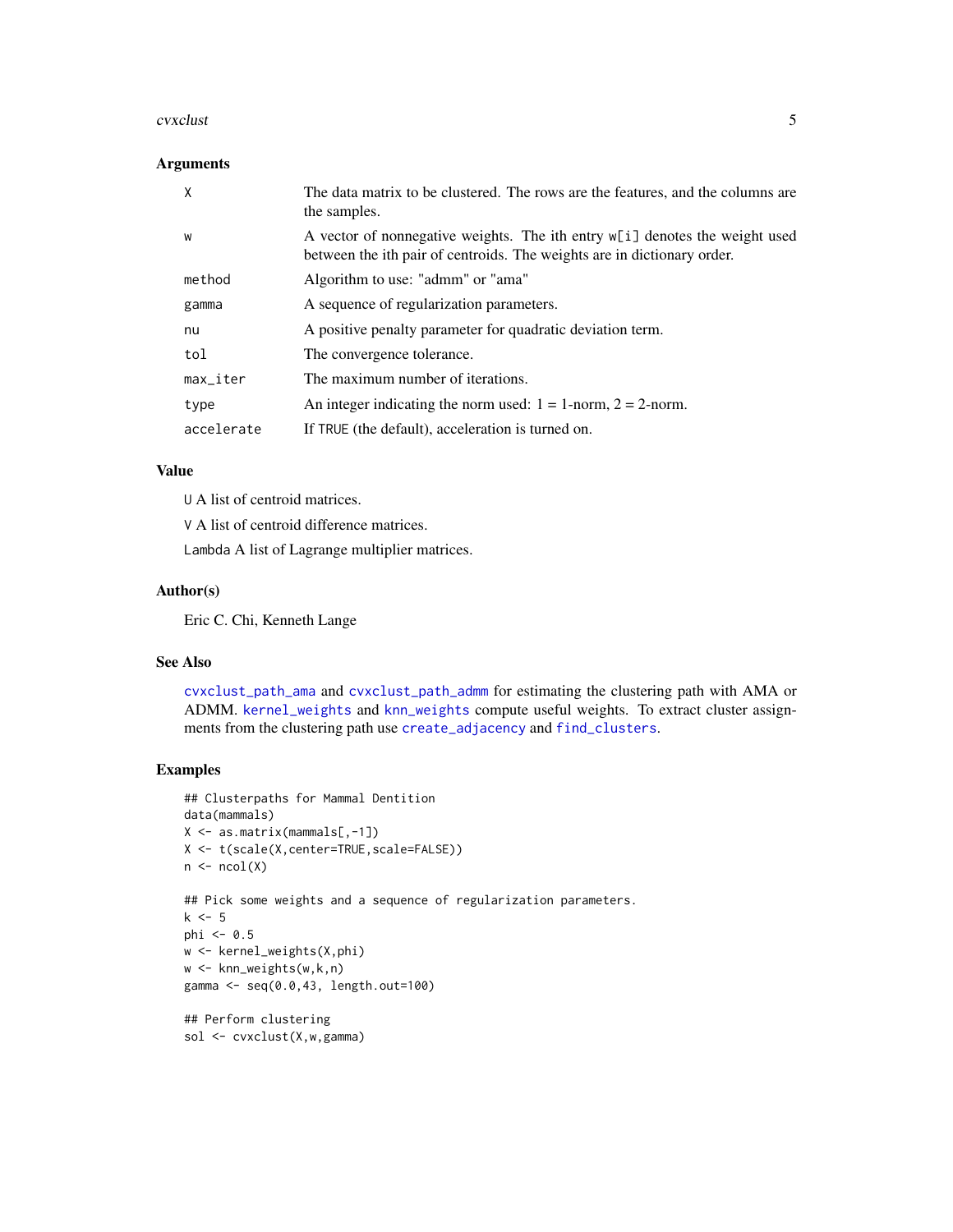### Arguments

| | |
|---|---|
| `X` | The data matrix to be clustered. The rows are the features, and the columns are the samples. |
| `w` | A vector of nonnegative weights. The ith entry `w[i]` denotes the weight used between the ith pair of centroids. The weights are in dictionary order. |
| `method` | Algorithm to use: "admm" or "ama" |
| `gamma` | A sequence of regularization parameters. |
| `nu` | A positive penalty parameter for quadratic deviation term. |
| `tol` | The convergence tolerance. |
| `max_iter` | The maximum number of iterations. |
| `type` | An integer indicating the norm used: 1 = 1-norm, 2 = 2-norm. |
| `accelerate` | If `TRUE` (the default), acceleration is turned on. |

### Value

`U` A list of centroid matrices.

`V` A list of centroid difference matrices.

`Lambda` A list of Lagrange multiplier matrices.

### Author(s)

Eric C. Chi, Kenneth Lange

### See Also

`cvxclust_path_ama` and `cvxclust_path_admm` for estimating the clustering path with AMA or ADMM. `kernel_weights` and `knn_weights` compute useful weights. To extract cluster assignments from the clustering path use `create_adjacency` and `find_clusters`.

### Examples

```
## Clusterpaths for Mammal Dentition
data(mammals)
X <- as.matrix(mammals[,-1])
X <- t(scale(X,center=TRUE,scale=FALSE))
n <- ncol(X)

## Pick some weights and a sequence of regularization parameters.
k <- 5
phi <- 0.5
w <- kernel_weights(X,phi)
w <- knn_weights(w,k,n)
gamma <- seq(0.0,43, length.out=100)

## Perform clustering
sol <- cvxclust(X,w,gamma)
```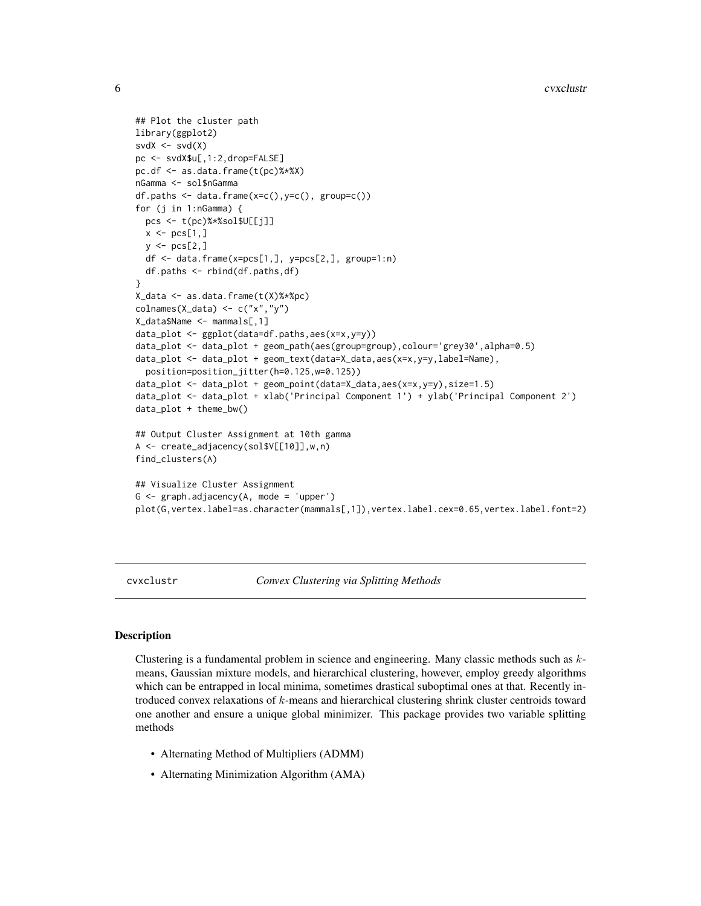```
## Plot the cluster path
library(ggplot2)
svdX <- svd(X)
pc <- svdX$u[,1:2,drop=FALSE]
pc.df <- as.data.frame(t(pc)%*%X)
nGamma <- sol$nGamma
df.paths <- data.frame(x=c(),y=c(), group=c())
for (j in 1:nGamma) {
  pcs <- t(pc)%*%sol$U[[j]]
  x <- pcs[1,]
  y <- pcs[2,]
  df <- data.frame(x=pcs[1,], y=pcs[2,], group=1:n)
  df.paths <- rbind(df.paths,df)
}
X_data <- as.data.frame(t(X)%*%pc)
colnames(X_data) <- c("x","y")
X_data$Name <- mammals[,1]
data_plot <- ggplot(data=df.paths,aes(x=x,y=y))
data_plot <- data_plot + geom_path(aes(group=group),colour='grey30',alpha=0.5)
data_plot <- data_plot + geom_text(data=X_data,aes(x=x,y=y,label=Name),
  position=position_jitter(h=0.125,w=0.125))
data_plot <- data_plot + geom_point(data=X_data,aes(x=x,y=y),size=1.5)
data_plot <- data_plot + xlab('Principal Component 1') + ylab('Principal Component 2')
data_plot + theme_bw()

## Output Cluster Assignment at 10th gamma
A <- create_adjacency(sol$V[[10]],w,n)
find_clusters(A)

## Visualize Cluster Assignment
G <- graph.adjacency(A, mode = 'upper')
plot(G,vertex.label=as.character(mammals[,1]),vertex.label.cex=0.65,vertex.label.font=2)
```

---

## cvxclustr — *Convex Clustering via Splitting Methods*

### Description

Clustering is a fundamental problem in science and engineering. Many classic methods such as $k$-means, Gaussian mixture models, and hierarchical clustering, however, employ greedy algorithms which can be entrapped in local minima, sometimes drastical suboptimal ones at that. Recently introduced convex relaxations of $k$-means and hierarchical clustering shrink cluster centroids toward one another and ensure a unique global minimizer. This package provides two variable splitting methods

- Alternating Method of Multipliers (ADMM)
- Alternating Minimization Algorithm (AMA)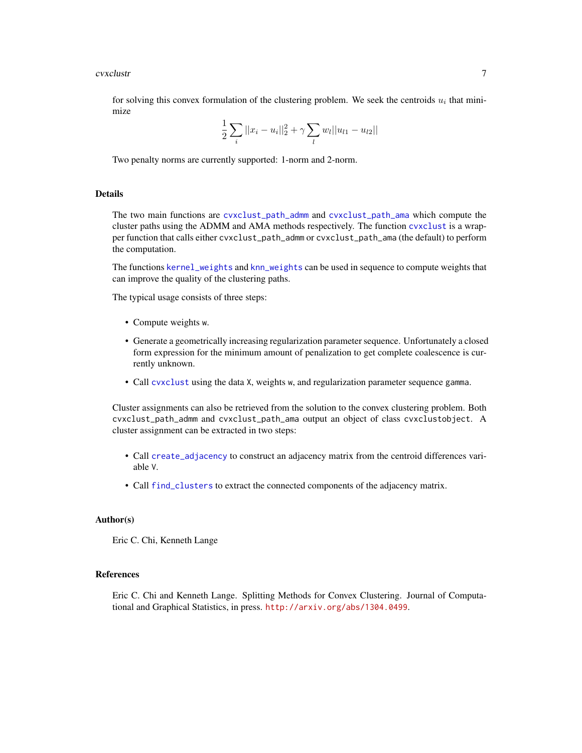for solving this convex formulation of the clustering problem. We seek the centroids $u_i$ that minimize

$$\frac{1}{2}\sum_i ||x_i - u_i||_2^2 + \gamma \sum_l w_l ||u_{l1} - u_{l2}||$$

Two penalty norms are currently supported: 1-norm and 2-norm.

## Details

The two main functions are `cvxclust_path_admm` and `cvxclust_path_ama` which compute the cluster paths using the ADMM and AMA methods respectively. The function `cvxclust` is a wrapper function that calls either `cvxclust_path_admm` or `cvxclust_path_ama` (the default) to perform the computation.

The functions `kernel_weights` and `knn_weights` can be used in sequence to compute weights that can improve the quality of the clustering paths.

The typical usage consists of three steps:

- Compute weights `w`.
- Generate a geometrically increasing regularization parameter sequence. Unfortunately a closed form expression for the minimum amount of penalization to get complete coalescence is currently unknown.
- Call `cvxclust` using the data `X`, weights `w`, and regularization parameter sequence `gamma`.

Cluster assignments can also be retrieved from the solution to the convex clustering problem. Both `cvxclust_path_admm` and `cvxclust_path_ama` output an object of class `cvxclustobject`. A cluster assignment can be extracted in two steps:

- Call `create_adjacency` to construct an adjacency matrix from the centroid differences variable `V`.
- Call `find_clusters` to extract the connected components of the adjacency matrix.

## Author(s)

Eric C. Chi, Kenneth Lange

## References

Eric C. Chi and Kenneth Lange. Splitting Methods for Convex Clustering. Journal of Computational and Graphical Statistics, in press. http://arxiv.org/abs/1304.0499.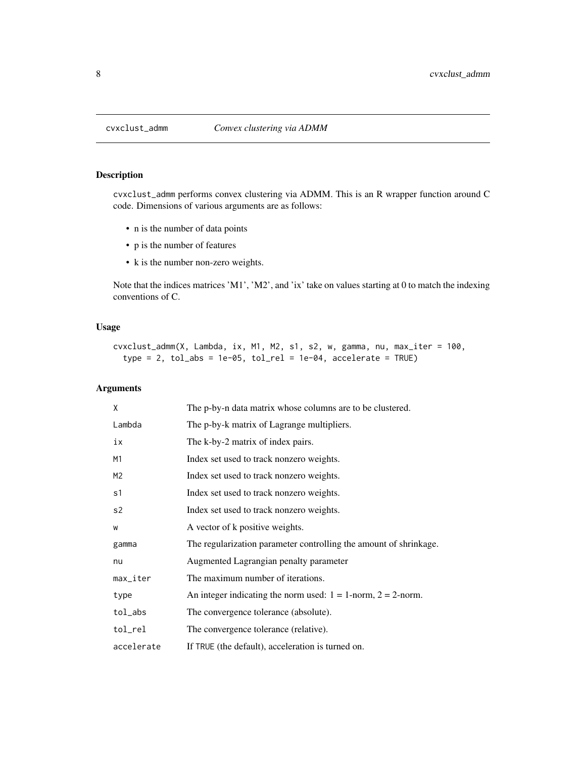# cvxclust_admm — *Convex clustering via ADMM*

## Description

cvxclust_admm performs convex clustering via ADMM. This is an R wrapper function around C code. Dimensions of various arguments are as follows:

- n is the number of data points
- p is the number of features
- k is the number non-zero weights.

Note that the indices matrices 'M1', 'M2', and 'ix' take on values starting at 0 to match the indexing conventions of C.

## Usage

```
cvxclust_admm(X, Lambda, ix, M1, M2, s1, s2, w, gamma, nu, max_iter = 100,
  type = 2, tol_abs = 1e-05, tol_rel = 1e-04, accelerate = TRUE)
```

## Arguments

| Argument | Description |
|---|---|
| X | The p-by-n data matrix whose columns are to be clustered. |
| Lambda | The p-by-k matrix of Lagrange multipliers. |
| ix | The k-by-2 matrix of index pairs. |
| M1 | Index set used to track nonzero weights. |
| M2 | Index set used to track nonzero weights. |
| s1 | Index set used to track nonzero weights. |
| s2 | Index set used to track nonzero weights. |
| w | A vector of k positive weights. |
| gamma | The regularization parameter controlling the amount of shrinkage. |
| nu | Augmented Lagrangian penalty parameter |
| max_iter | The maximum number of iterations. |
| type | An integer indicating the norm used: 1 = 1-norm, 2 = 2-norm. |
| tol_abs | The convergence tolerance (absolute). |
| tol_rel | The convergence tolerance (relative). |
| accelerate | If TRUE (the default), acceleration is turned on. |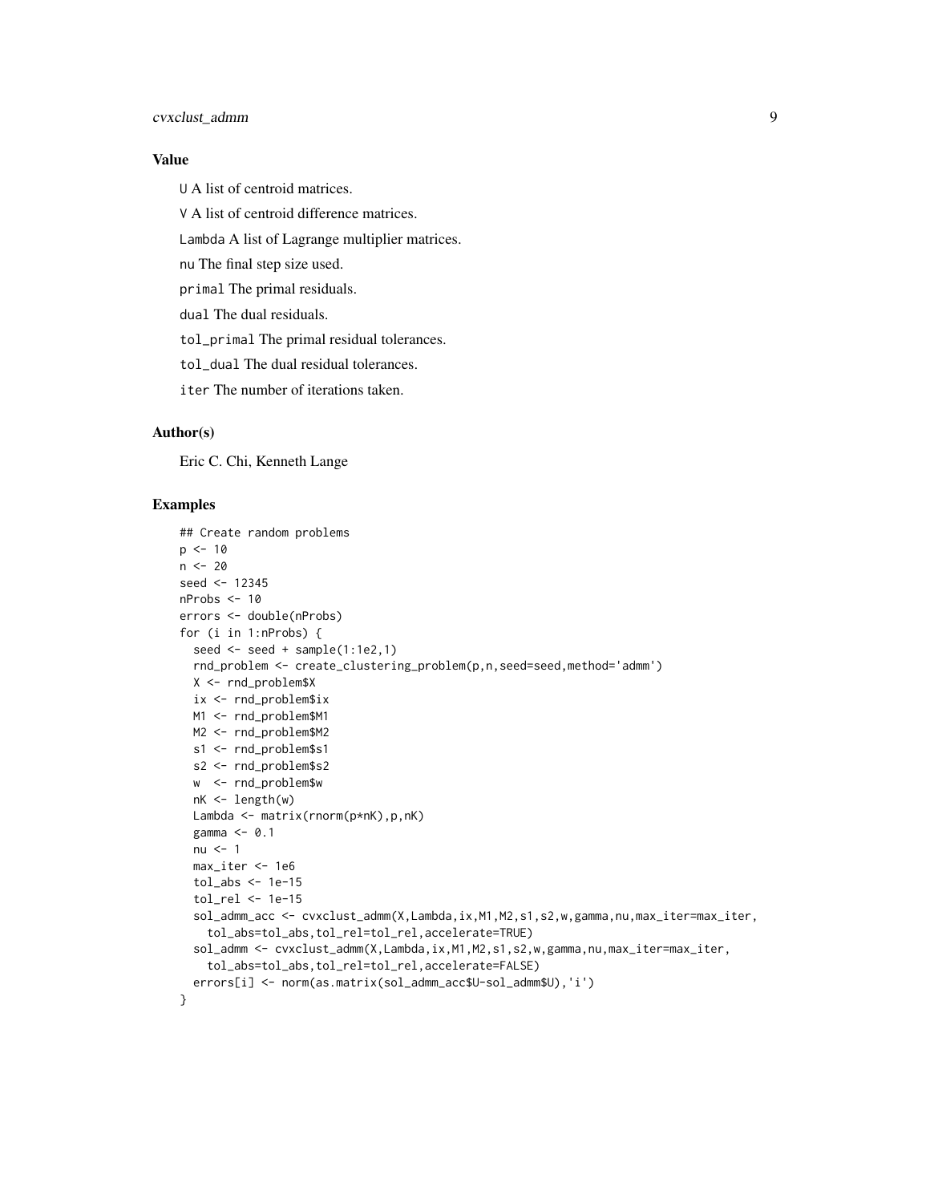### Value

`U` A list of centroid matrices.

`V` A list of centroid difference matrices.

`Lambda` A list of Lagrange multiplier matrices.

`nu` The final step size used.

`primal` The primal residuals.

`dual` The dual residuals.

`tol_primal` The primal residual tolerances.

`tol_dual` The dual residual tolerances.

`iter` The number of iterations taken.

### Author(s)

Eric C. Chi, Kenneth Lange

### Examples

```
## Create random problems
p <- 10
n <- 20
seed <- 12345
nProbs <- 10
errors <- double(nProbs)
for (i in 1:nProbs) {
  seed <- seed + sample(1:1e2,1)
  rnd_problem <- create_clustering_problem(p,n,seed=seed,method='admm')
  X <- rnd_problem$X
  ix <- rnd_problem$ix
  M1 <- rnd_problem$M1
  M2 <- rnd_problem$M2
  s1 <- rnd_problem$s1
  s2 <- rnd_problem$s2
  w  <- rnd_problem$w
  nK <- length(w)
  Lambda <- matrix(rnorm(p*nK),p,nK)
  gamma <- 0.1
  nu <- 1
  max_iter <- 1e6
  tol_abs <- 1e-15
  tol_rel <- 1e-15
  sol_admm_acc <- cvxclust_admm(X,Lambda,ix,M1,M2,s1,s2,w,gamma,nu,max_iter=max_iter,
    tol_abs=tol_abs,tol_rel=tol_rel,accelerate=TRUE)
  sol_admm <- cvxclust_admm(X,Lambda,ix,M1,M2,s1,s2,w,gamma,nu,max_iter=max_iter,
    tol_abs=tol_abs,tol_rel=tol_rel,accelerate=FALSE)
  errors[i] <- norm(as.matrix(sol_admm_acc$U-sol_admm$U),'i')
}
```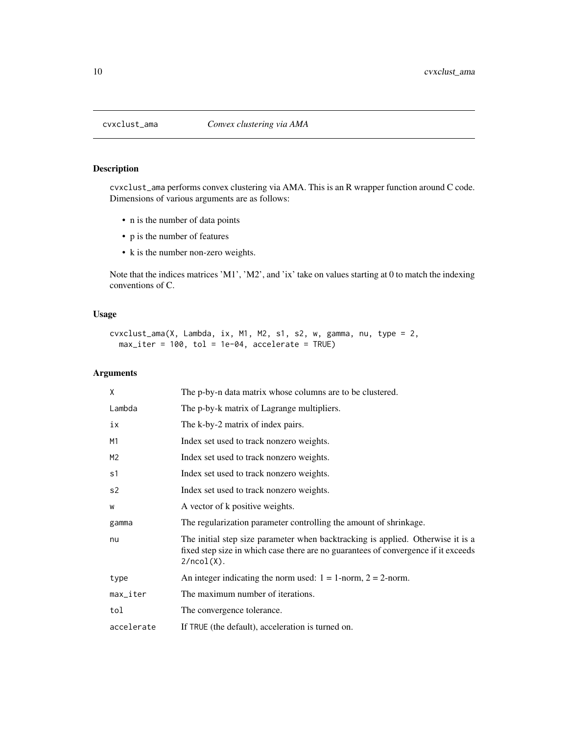## cvxclust_ama *Convex clustering via AMA*

### Description

cvxclust_ama performs convex clustering via AMA. This is an R wrapper function around C code. Dimensions of various arguments are as follows:

- n is the number of data points
- p is the number of features
- k is the number non-zero weights.

Note that the indices matrices 'M1', 'M2', and 'ix' take on values starting at 0 to match the indexing conventions of C.

### Usage

```
cvxclust_ama(X, Lambda, ix, M1, M2, s1, s2, w, gamma, nu, type = 2,
  max_iter = 100, tol = 1e-04, accelerate = TRUE)
```

### Arguments

| Argument | Description |
|---|---|
| X | The p-by-n data matrix whose columns are to be clustered. |
| Lambda | The p-by-k matrix of Lagrange multipliers. |
| ix | The k-by-2 matrix of index pairs. |
| M1 | Index set used to track nonzero weights. |
| M2 | Index set used to track nonzero weights. |
| s1 | Index set used to track nonzero weights. |
| s2 | Index set used to track nonzero weights. |
| w | A vector of k positive weights. |
| gamma | The regularization parameter controlling the amount of shrinkage. |
| nu | The initial step size parameter when backtracking is applied. Otherwise it is a fixed step size in which case there are no guarantees of convergence if it exceeds `2/ncol(X)`. |
| type | An integer indicating the norm used: 1 = 1-norm, 2 = 2-norm. |
| max_iter | The maximum number of iterations. |
| tol | The convergence tolerance. |
| accelerate | If TRUE (the default), acceleration is turned on. |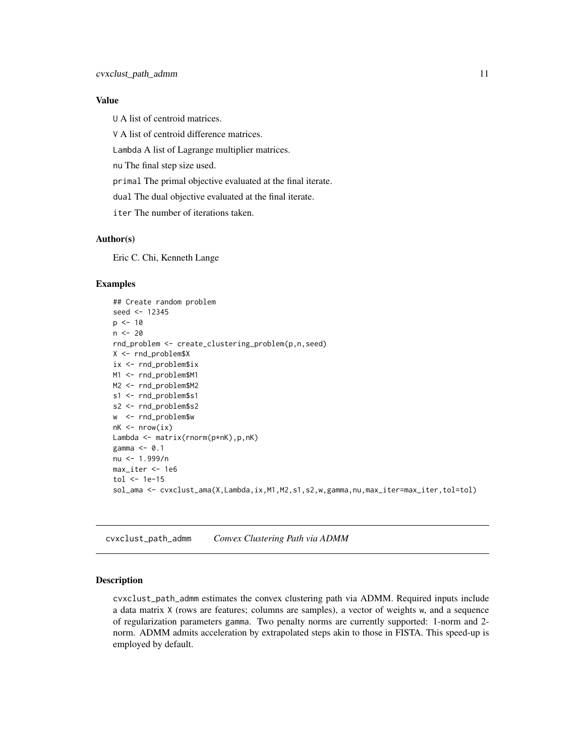### Value

U A list of centroid matrices.

V A list of centroid difference matrices.

Lambda A list of Lagrange multiplier matrices.

nu The final step size used.

primal The primal objective evaluated at the final iterate.

dual The dual objective evaluated at the final iterate.

iter The number of iterations taken.

### Author(s)

Eric C. Chi, Kenneth Lange

### Examples

```
## Create random problem
seed <- 12345
p <- 10
n <- 20
rnd_problem <- create_clustering_problem(p,n,seed)
X <- rnd_problem$X
ix <- rnd_problem$ix
M1 <- rnd_problem$M1
M2 <- rnd_problem$M2
s1 <- rnd_problem$s1
s2 <- rnd_problem$s2
w  <- rnd_problem$w
nK <- nrow(ix)
Lambda <- matrix(rnorm(p*nK),p,nK)
gamma <- 0.1
nu <- 1.999/n
max_iter <- 1e6
tol <- 1e-15
sol_ama <- cvxclust_ama(X,Lambda,ix,M1,M2,s1,s2,w,gamma,nu,max_iter=max_iter,tol=tol)
```

---

## cvxclust_path_admm *Convex Clustering Path via ADMM*

### Description

cvxclust_path_admm estimates the convex clustering path via ADMM. Required inputs include a data matrix X (rows are features; columns are samples), a vector of weights w, and a sequence of regularization parameters gamma. Two penalty norms are currently supported: 1-norm and 2-norm. ADMM admits acceleration by extrapolated steps akin to those in FISTA. This speed-up is employed by default.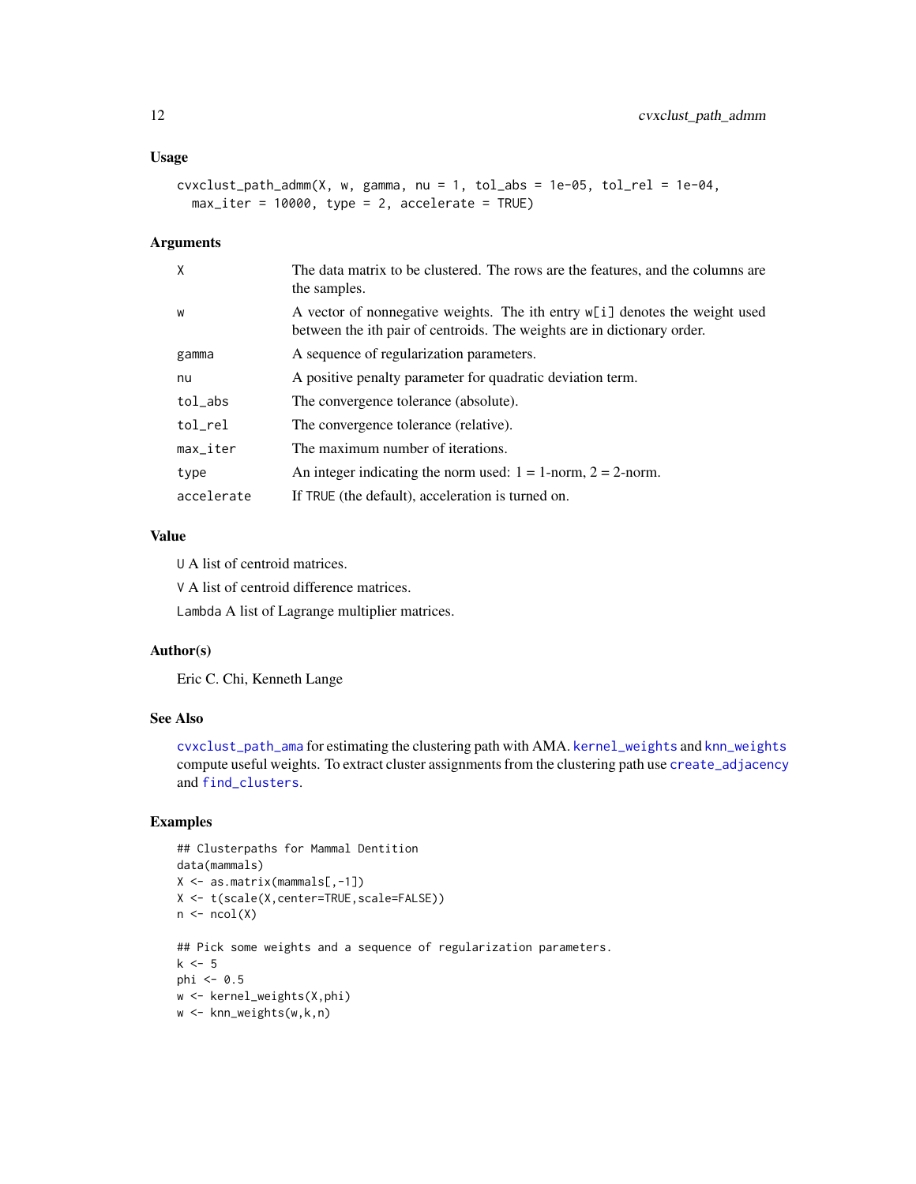### Usage

```
cvxclust_path_admm(X, w, gamma, nu = 1, tol_abs = 1e-05, tol_rel = 1e-04,
  max_iter = 10000, type = 2, accelerate = TRUE)
```

### Arguments

| | |
|---|---|
| X | The data matrix to be clustered. The rows are the features, and the columns are the samples. |
| w | A vector of nonnegative weights. The ith entry w[i] denotes the weight used between the ith pair of centroids. The weights are in dictionary order. |
| gamma | A sequence of regularization parameters. |
| nu | A positive penalty parameter for quadratic deviation term. |
| tol_abs | The convergence tolerance (absolute). |
| tol_rel | The convergence tolerance (relative). |
| max_iter | The maximum number of iterations. |
| type | An integer indicating the norm used: 1 = 1-norm, 2 = 2-norm. |
| accelerate | If TRUE (the default), acceleration is turned on. |

### Value

U A list of centroid matrices.

V A list of centroid difference matrices.

Lambda A list of Lagrange multiplier matrices.

### Author(s)

Eric C. Chi, Kenneth Lange

### See Also

cvxclust_path_ama for estimating the clustering path with AMA. kernel_weights and knn_weights compute useful weights. To extract cluster assignments from the clustering path use create_adjacency and find_clusters.

### Examples

```
## Clusterpaths for Mammal Dentition
data(mammals)
X <- as.matrix(mammals[,-1])
X <- t(scale(X,center=TRUE,scale=FALSE))
n <- ncol(X)

## Pick some weights and a sequence of regularization parameters.
k <- 5
phi <- 0.5
w <- kernel_weights(X,phi)
w <- knn_weights(w,k,n)
```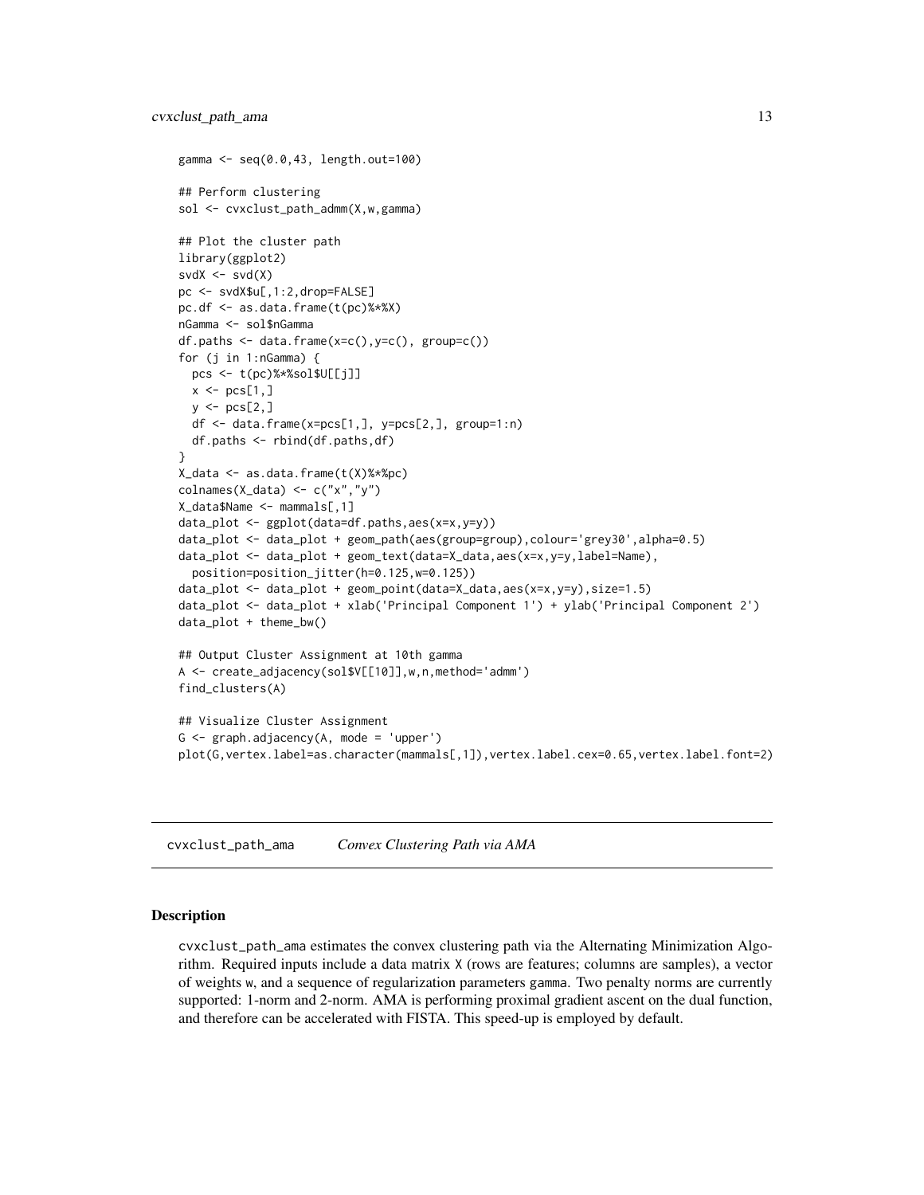```
gamma <- seq(0.0,43, length.out=100)

## Perform clustering
sol <- cvxclust_path_admm(X,w,gamma)

## Plot the cluster path
library(ggplot2)
svdX <- svd(X)
pc <- svdX$u[,1:2,drop=FALSE]
pc.df <- as.data.frame(t(pc)%*%X)
nGamma <- sol$nGamma
df.paths <- data.frame(x=c(),y=c(), group=c())
for (j in 1:nGamma) {
  pcs <- t(pc)%*%sol$U[[j]]
  x <- pcs[1,]
  y <- pcs[2,]
  df <- data.frame(x=pcs[1,], y=pcs[2,], group=1:n)
  df.paths <- rbind(df.paths,df)
}
X_data <- as.data.frame(t(X)%*%pc)
colnames(X_data) <- c("x","y")
X_data$Name <- mammals[,1]
data_plot <- ggplot(data=df.paths,aes(x=x,y=y))
data_plot <- data_plot + geom_path(aes(group=group),colour='grey30',alpha=0.5)
data_plot <- data_plot + geom_text(data=X_data,aes(x=x,y=y,label=Name),
  position=position_jitter(h=0.125,w=0.125))
data_plot <- data_plot + geom_point(data=X_data,aes(x=x,y=y),size=1.5)
data_plot <- data_plot + xlab('Principal Component 1') + ylab('Principal Component 2')
data_plot + theme_bw()

## Output Cluster Assignment at 10th gamma
A <- create_adjacency(sol$V[[10]],w,n,method='admm')
find_clusters(A)

## Visualize Cluster Assignment
G <- graph.adjacency(A, mode = 'upper')
plot(G,vertex.label=as.character(mammals[,1]),vertex.label.cex=0.65,vertex.label.font=2)
```

---

cvxclust_path_ama        *Convex Clustering Path via AMA*

---

## Description

cvxclust_path_ama estimates the convex clustering path via the Alternating Minimization Algorithm. Required inputs include a data matrix X (rows are features; columns are samples), a vector of weights w, and a sequence of regularization parameters gamma. Two penalty norms are currently supported: 1-norm and 2-norm. AMA is performing proximal gradient ascent on the dual function, and therefore can be accelerated with FISTA. This speed-up is employed by default.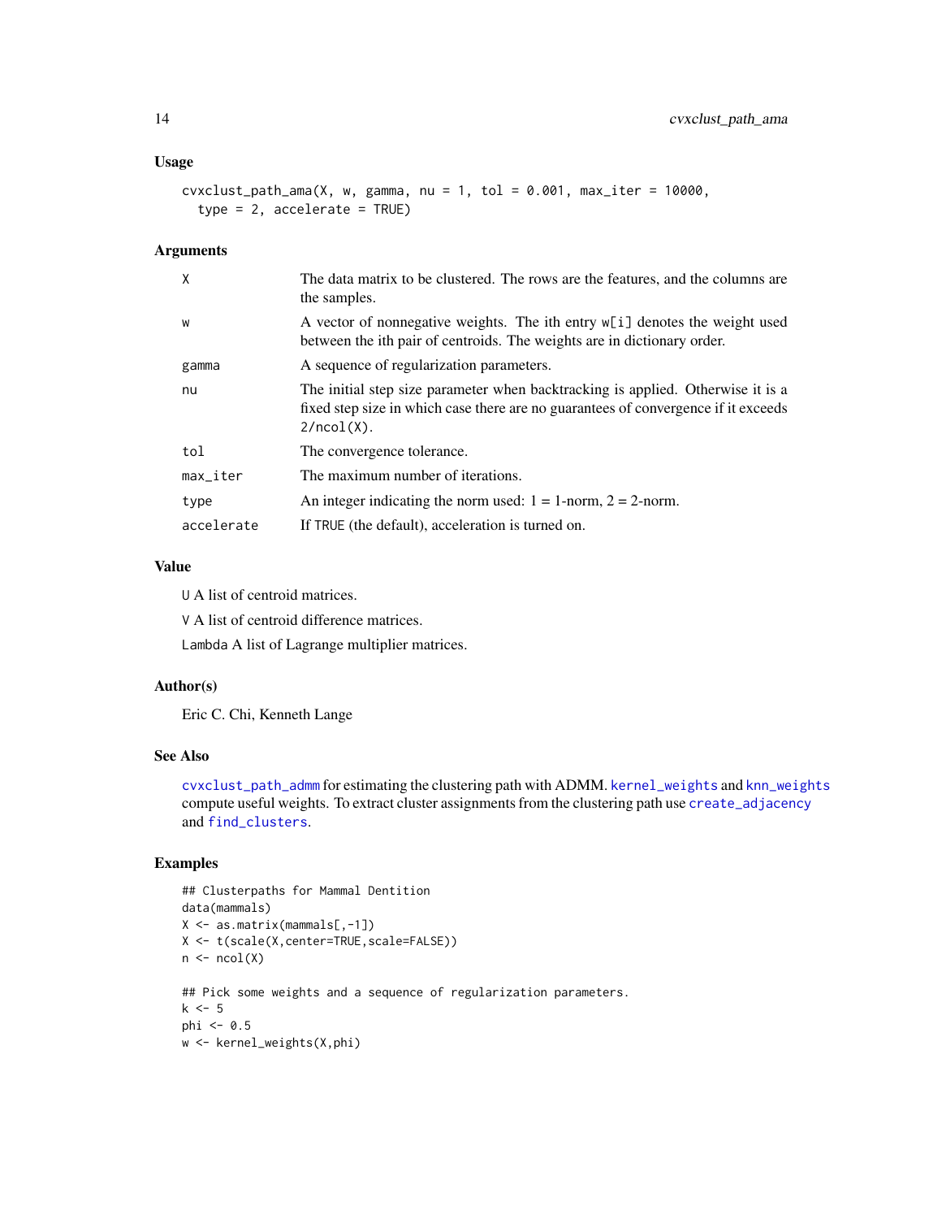### Usage

```
cvxclust_path_ama(X, w, gamma, nu = 1, tol = 0.001, max_iter = 10000,
  type = 2, accelerate = TRUE)
```

### Arguments

| | |
|---|---|
| X | The data matrix to be clustered. The rows are the features, and the columns are the samples. |
| w | A vector of nonnegative weights. The ith entry w[i] denotes the weight used between the ith pair of centroids. The weights are in dictionary order. |
| gamma | A sequence of regularization parameters. |
| nu | The initial step size parameter when backtracking is applied. Otherwise it is a fixed step size in which case there are no guarantees of convergence if it exceeds 2/ncol(X). |
| tol | The convergence tolerance. |
| max_iter | The maximum number of iterations. |
| type | An integer indicating the norm used: 1 = 1-norm, 2 = 2-norm. |
| accelerate | If TRUE (the default), acceleration is turned on. |

### Value

U A list of centroid matrices.

V A list of centroid difference matrices.

Lambda A list of Lagrange multiplier matrices.

### Author(s)

Eric C. Chi, Kenneth Lange

### See Also

cvxclust_path_admm for estimating the clustering path with ADMM. kernel_weights and knn_weights compute useful weights. To extract cluster assignments from the clustering path use create_adjacency and find_clusters.

### Examples

```
## Clusterpaths for Mammal Dentition
data(mammals)
X <- as.matrix(mammals[,-1])
X <- t(scale(X,center=TRUE,scale=FALSE))
n <- ncol(X)

## Pick some weights and a sequence of regularization parameters.
k <- 5
phi <- 0.5
w <- kernel_weights(X,phi)
```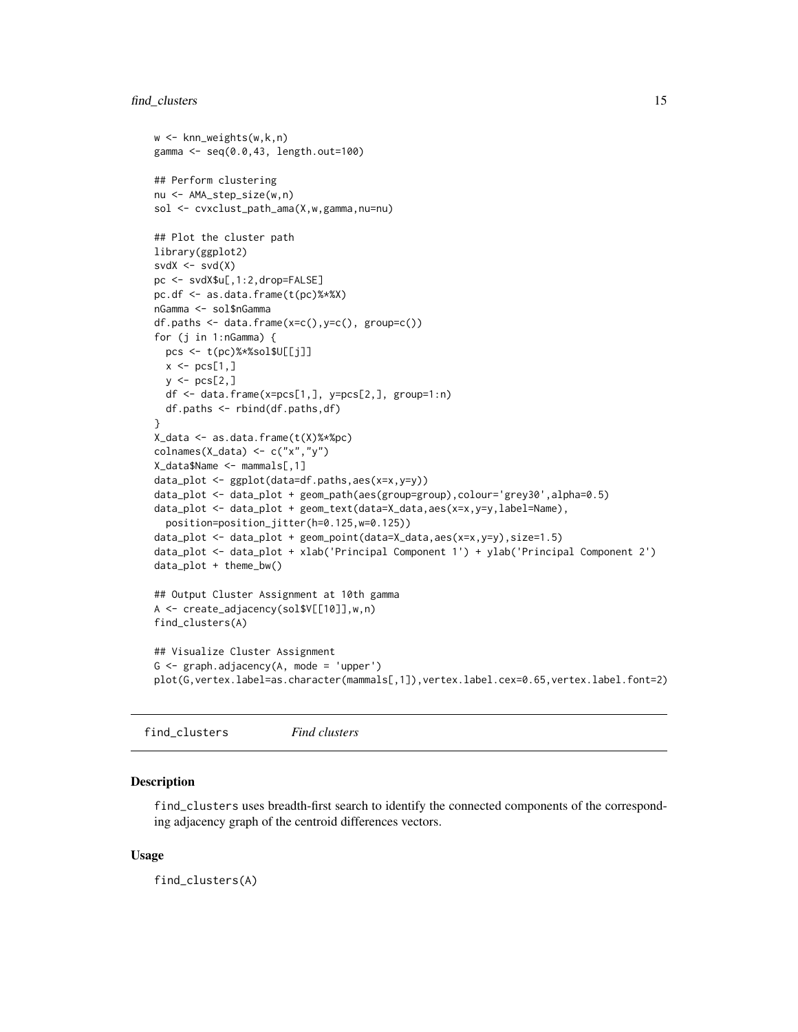```
w <- knn_weights(w,k,n)
gamma <- seq(0.0,43, length.out=100)

## Perform clustering
nu <- AMA_step_size(w,n)
sol <- cvxclust_path_ama(X,w,gamma,nu=nu)

## Plot the cluster path
library(ggplot2)
svdX <- svd(X)
pc <- svdX$u[,1:2,drop=FALSE]
pc.df <- as.data.frame(t(pc)%*%X)
nGamma <- sol$nGamma
df.paths <- data.frame(x=c(),y=c(), group=c())
for (j in 1:nGamma) {
  pcs <- t(pc)%*%sol$U[[j]]
  x <- pcs[1,]
  y <- pcs[2,]
  df <- data.frame(x=pcs[1,], y=pcs[2,], group=1:n)
  df.paths <- rbind(df.paths,df)
}
X_data <- as.data.frame(t(X)%*%pc)
colnames(X_data) <- c("x","y")
X_data$Name <- mammals[,1]
data_plot <- ggplot(data=df.paths,aes(x=x,y=y))
data_plot <- data_plot + geom_path(aes(group=group),colour='grey30',alpha=0.5)
data_plot <- data_plot + geom_text(data=X_data,aes(x=x,y=y,label=Name),
  position=position_jitter(h=0.125,w=0.125))
data_plot <- data_plot + geom_point(data=X_data,aes(x=x,y=y),size=1.5)
data_plot <- data_plot + xlab('Principal Component 1') + ylab('Principal Component 2')
data_plot + theme_bw()

## Output Cluster Assignment at 10th gamma
A <- create_adjacency(sol$V[[10]],w,n)
find_clusters(A)

## Visualize Cluster Assignment
G <- graph.adjacency(A, mode = 'upper')
plot(G,vertex.label=as.character(mammals[,1]),vertex.label.cex=0.65,vertex.label.font=2)
```

## find_clusters    *Find clusters*

### Description

find_clusters uses breadth-first search to identify the connected components of the corresponding adjacency graph of the centroid differences vectors.

### Usage

```
find_clusters(A)
```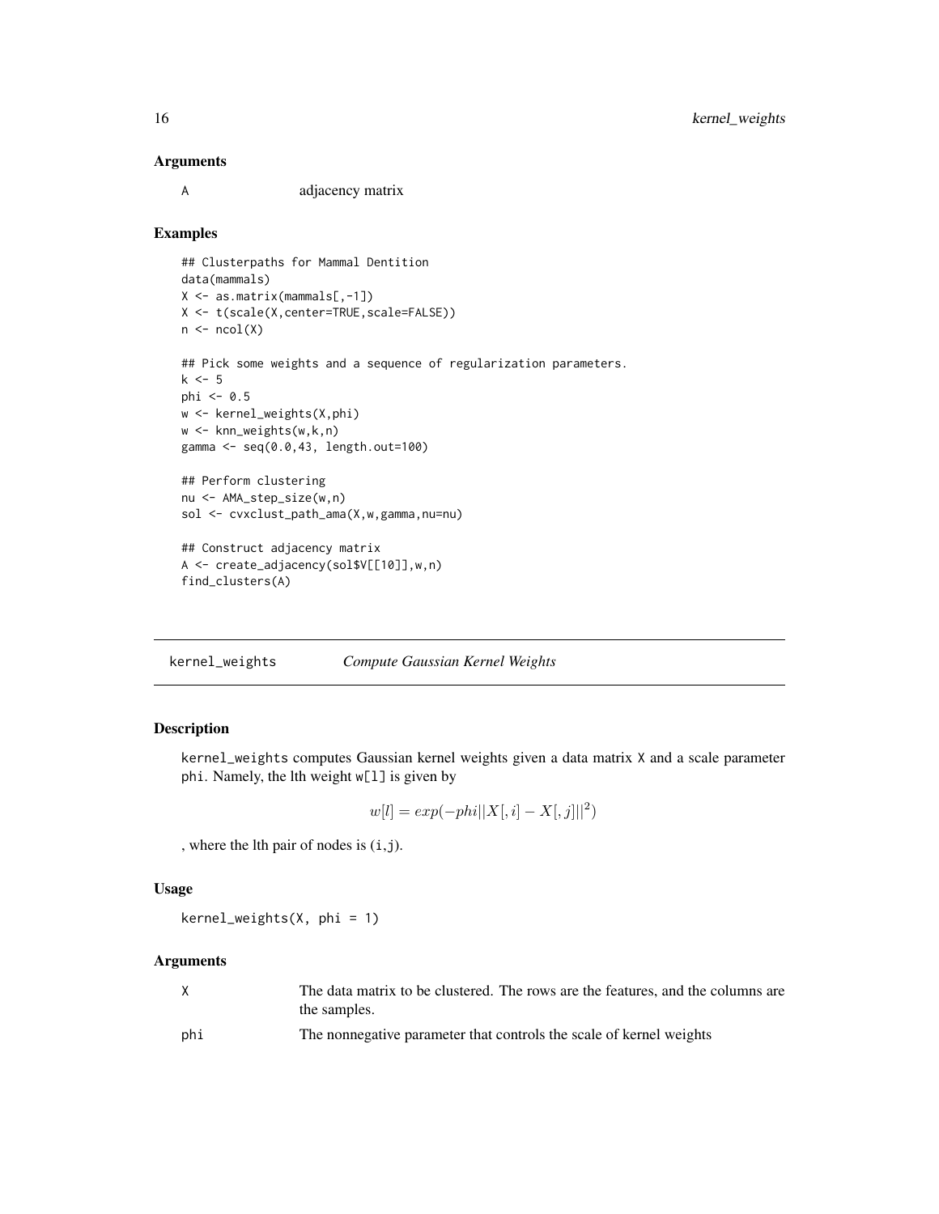### Arguments

A adjacency matrix

### Examples

```
## Clusterpaths for Mammal Dentition
data(mammals)
X <- as.matrix(mammals[,-1])
X <- t(scale(X,center=TRUE,scale=FALSE))
n <- ncol(X)

## Pick some weights and a sequence of regularization parameters.
k <- 5
phi <- 0.5
w <- kernel_weights(X,phi)
w <- knn_weights(w,k,n)
gamma <- seq(0.0,43, length.out=100)

## Perform clustering
nu <- AMA_step_size(w,n)
sol <- cvxclust_path_ama(X,w,gamma,nu=nu)

## Construct adjacency matrix
A <- create_adjacency(sol$V[[10]],w,n)
find_clusters(A)
```

---

## kernel_weights *Compute Gaussian Kernel Weights*

### Description

kernel_weights computes Gaussian kernel weights given a data matrix X and a scale parameter phi. Namely, the lth weight w[l] is given by

$$w[l] = exp(-phi||X[,i] - X[,j]||^2)$$

, where the lth pair of nodes is (i,j).

### Usage

```
kernel_weights(X, phi = 1)
```

### Arguments

X The data matrix to be clustered. The rows are the features, and the columns are the samples.

phi The nonnegative parameter that controls the scale of kernel weights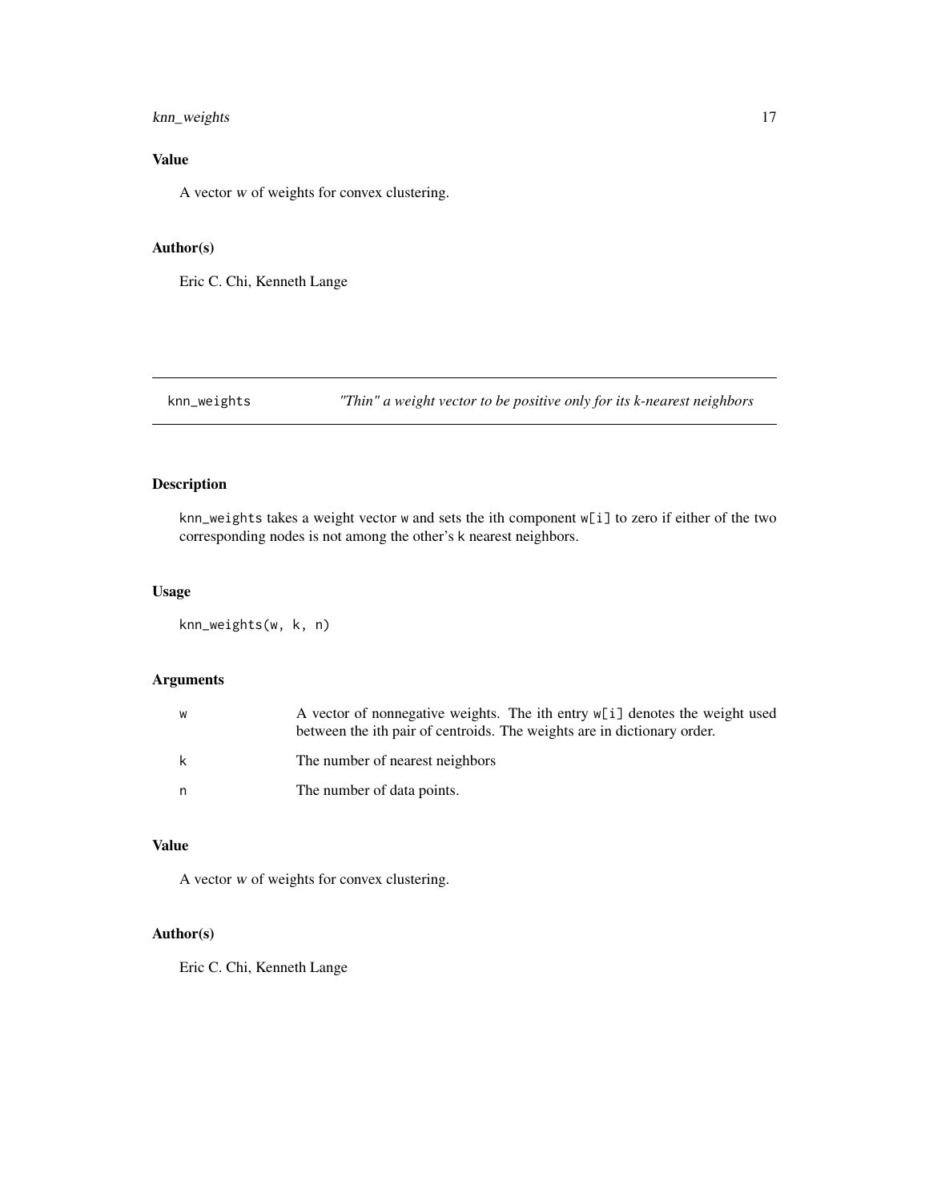### Value

A vector *w* of weights for convex clustering.

### Author(s)

Eric C. Chi, Kenneth Lange

---

## knn_weights — *"Thin" a weight vector to be positive only for its k-nearest neighbors*

---

### Description

knn_weights takes a weight vector w and sets the ith component w[i] to zero if either of the two corresponding nodes is not among the other's k nearest neighbors.

### Usage

```
knn_weights(w, k, n)
```

### Arguments

| | |
|---|---|
| w | A vector of nonnegative weights. The ith entry w[i] denotes the weight used between the ith pair of centroids. The weights are in dictionary order. |
| k | The number of nearest neighbors |
| n | The number of data points. |

### Value

A vector *w* of weights for convex clustering.

### Author(s)

Eric C. Chi, Kenneth Lange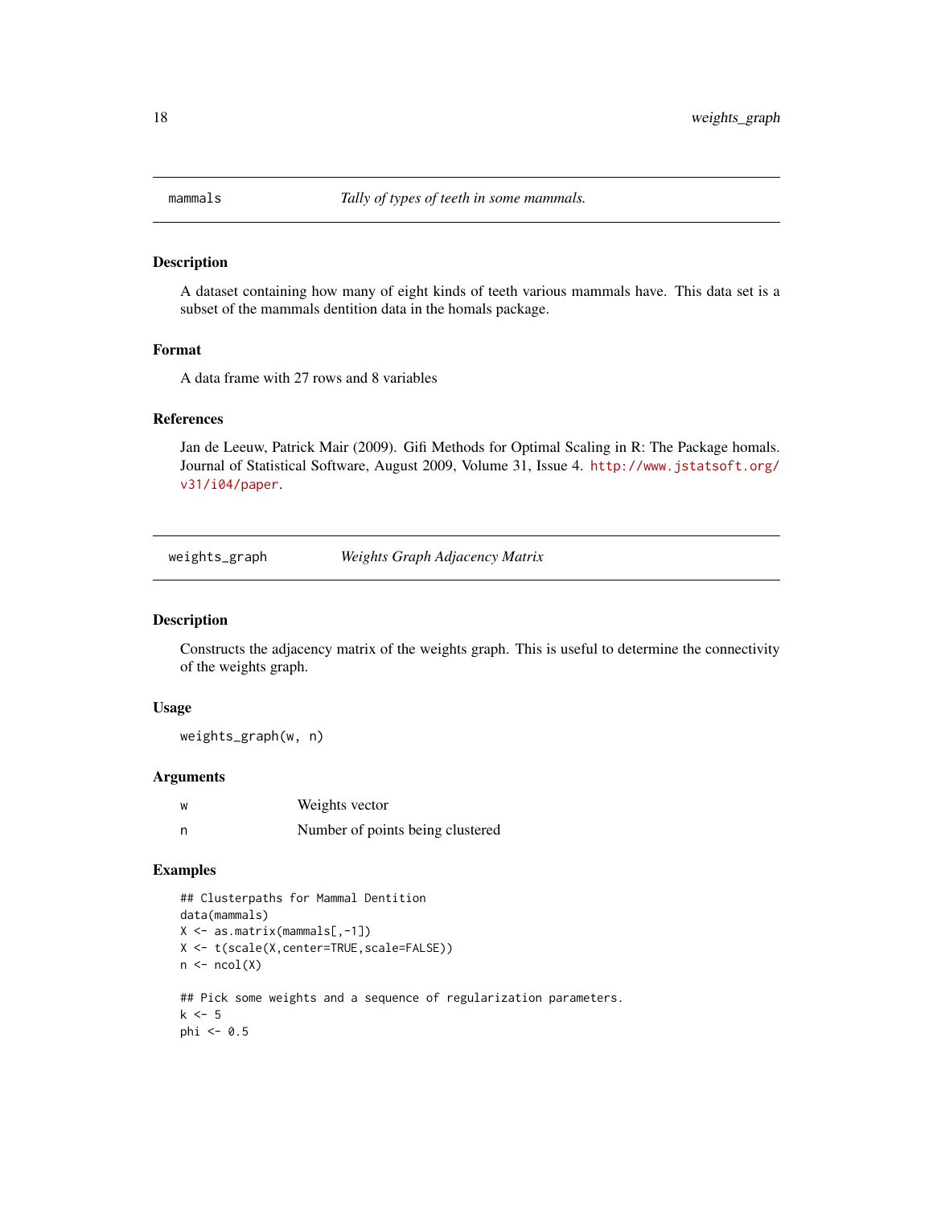## mammals — *Tally of types of teeth in some mammals.*

### Description

A dataset containing how many of eight kinds of teeth various mammals have. This data set is a subset of the mammals dentition data in the homals package.

### Format

A data frame with 27 rows and 8 variables

### References

Jan de Leeuw, Patrick Mair (2009). Gifi Methods for Optimal Scaling in R: The Package homals. Journal of Statistical Software, August 2009, Volume 31, Issue 4. http://www.jstatsoft.org/v31/i04/paper.

## weights_graph — *Weights Graph Adjacency Matrix*

### Description

Constructs the adjacency matrix of the weights graph. This is useful to determine the connectivity of the weights graph.

### Usage

```
weights_graph(w, n)
```

### Arguments

| | |
|---|---|
| w | Weights vector |
| n | Number of points being clustered |

### Examples

```
## Clusterpaths for Mammal Dentition
data(mammals)
X <- as.matrix(mammals[,-1])
X <- t(scale(X,center=TRUE,scale=FALSE))
n <- ncol(X)

## Pick some weights and a sequence of regularization parameters.
k <- 5
phi <- 0.5
```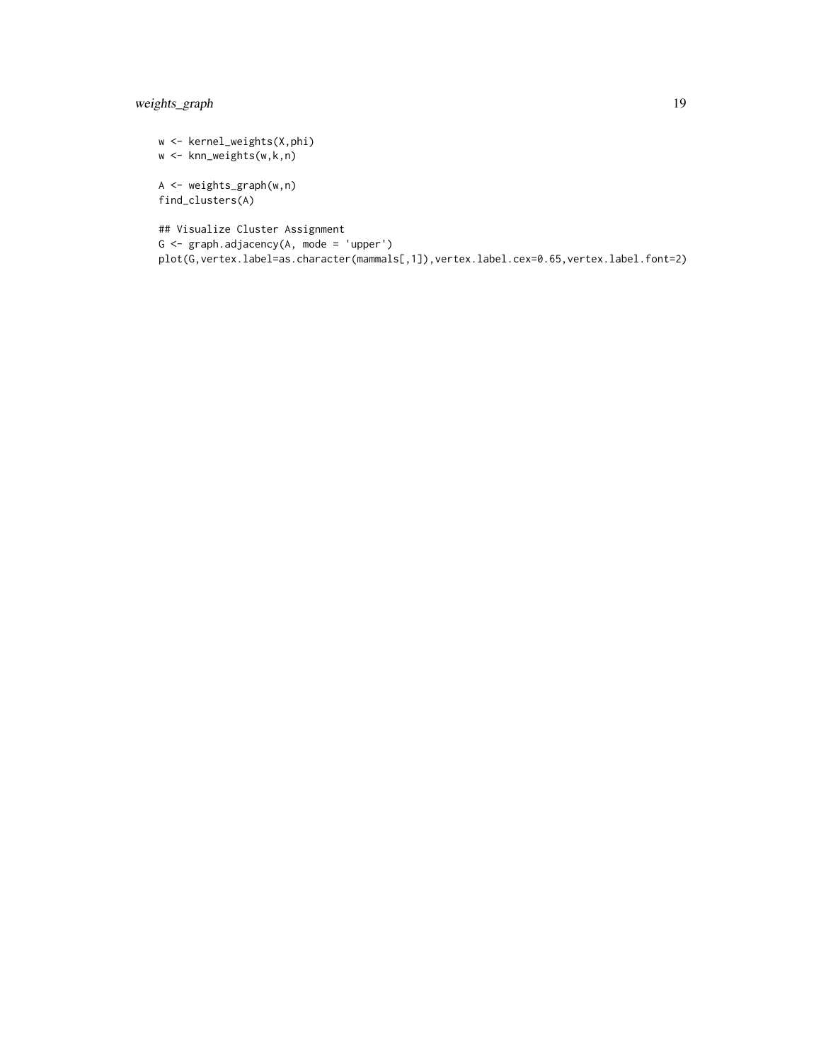```
w <- kernel_weights(X,phi)
w <- knn_weights(w,k,n)

A <- weights_graph(w,n)
find_clusters(A)

## Visualize Cluster Assignment
G <- graph.adjacency(A, mode = 'upper')
plot(G,vertex.label=as.character(mammals[,1]),vertex.label.cex=0.65,vertex.label.font=2)
```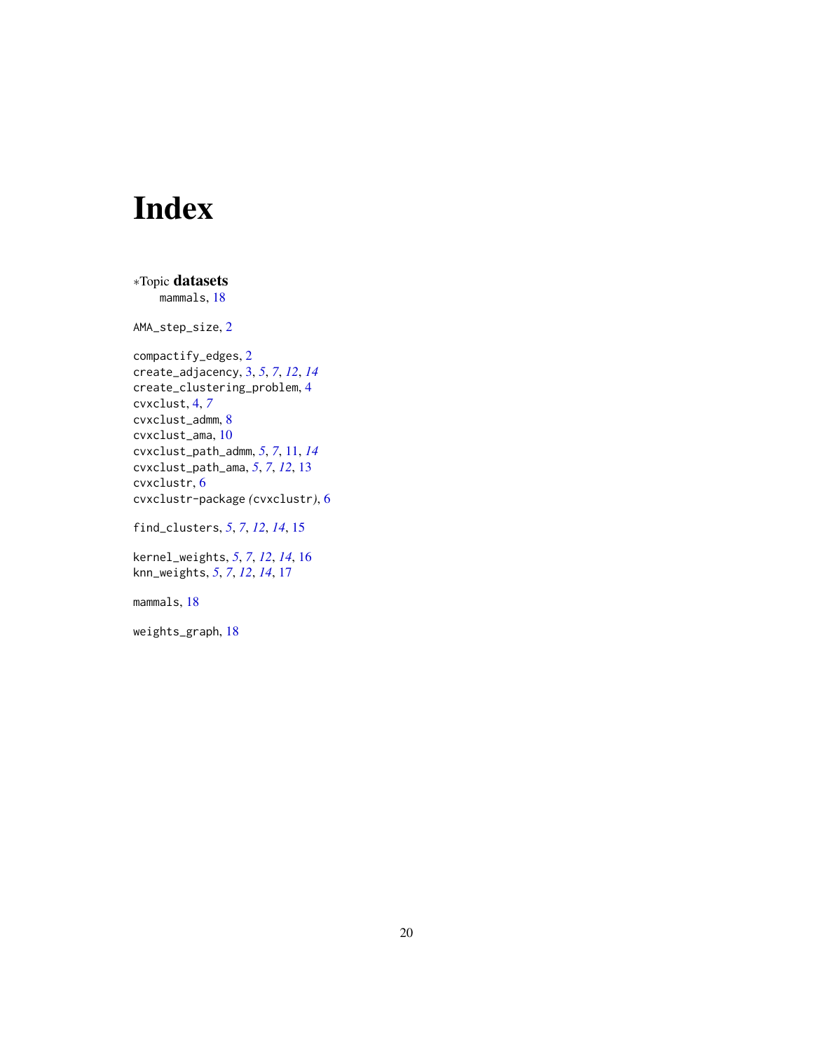# Index

∗Topic **datasets**
    mammals, 18

AMA_step_size, 2

compactify_edges, 2
create_adjacency, 3, *5*, *7*, *12*, *14*
create_clustering_problem, 4
cvxclust, 4, *7*
cvxclust_admm, 8
cvxclust_ama, 10
cvxclust_path_admm, *5*, *7*, 11, *14*
cvxclust_path_ama, *5*, *7*, *12*, 13
cvxclustr, 6
cvxclustr-package *(*cvxclustr*)*, 6

find_clusters, *5*, *7*, *12*, *14*, 15

kernel_weights, *5*, *7*, *12*, *14*, 16
knn_weights, *5*, *7*, *12*, *14*, 17

mammals, 18

weights_graph, 18